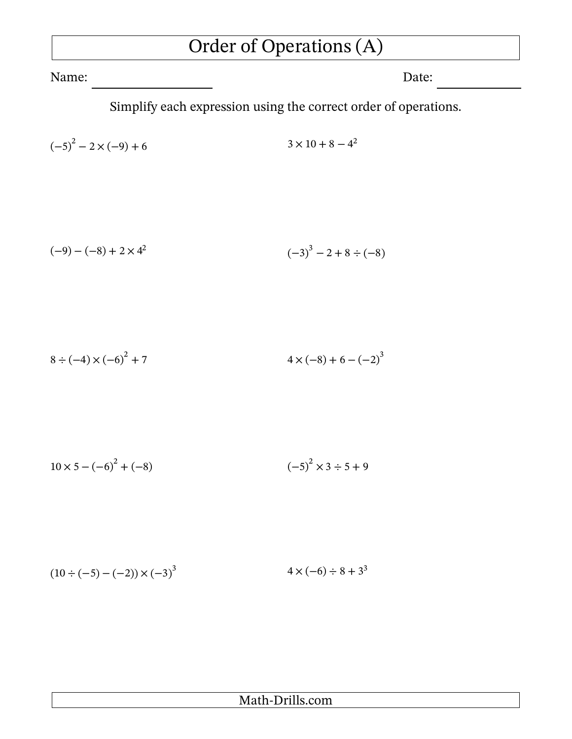# Order of Operations (A)

Name: \_\_\_\_\_\_\_\_\_\_\_\_\_\_\_\_\_\_ Date: \_\_\_\_\_\_\_\_\_\_\_\_

Simplify each expression using the correct order of operations.

$(-5)^2 - 2 \times (-9) + 6$

$3 \times 10 + 8 - 4^2$

$(-9) - (-8) + 2 \times 4^2$

$(-3)^3 - 2 + 8 \div (-8)$

$8 \div (-4) \times (-6)^2 + 7$

$4 \times (-8) + 6 - (-2)^3$

$10 \times 5 - (-6)^2 + (-8)$

$(-5)^2 \times 3 \div 5 + 9$

$(10 \div (-5) - (-2)) \times (-3)^3$

$4 \times (-6) \div 8 + 3^3$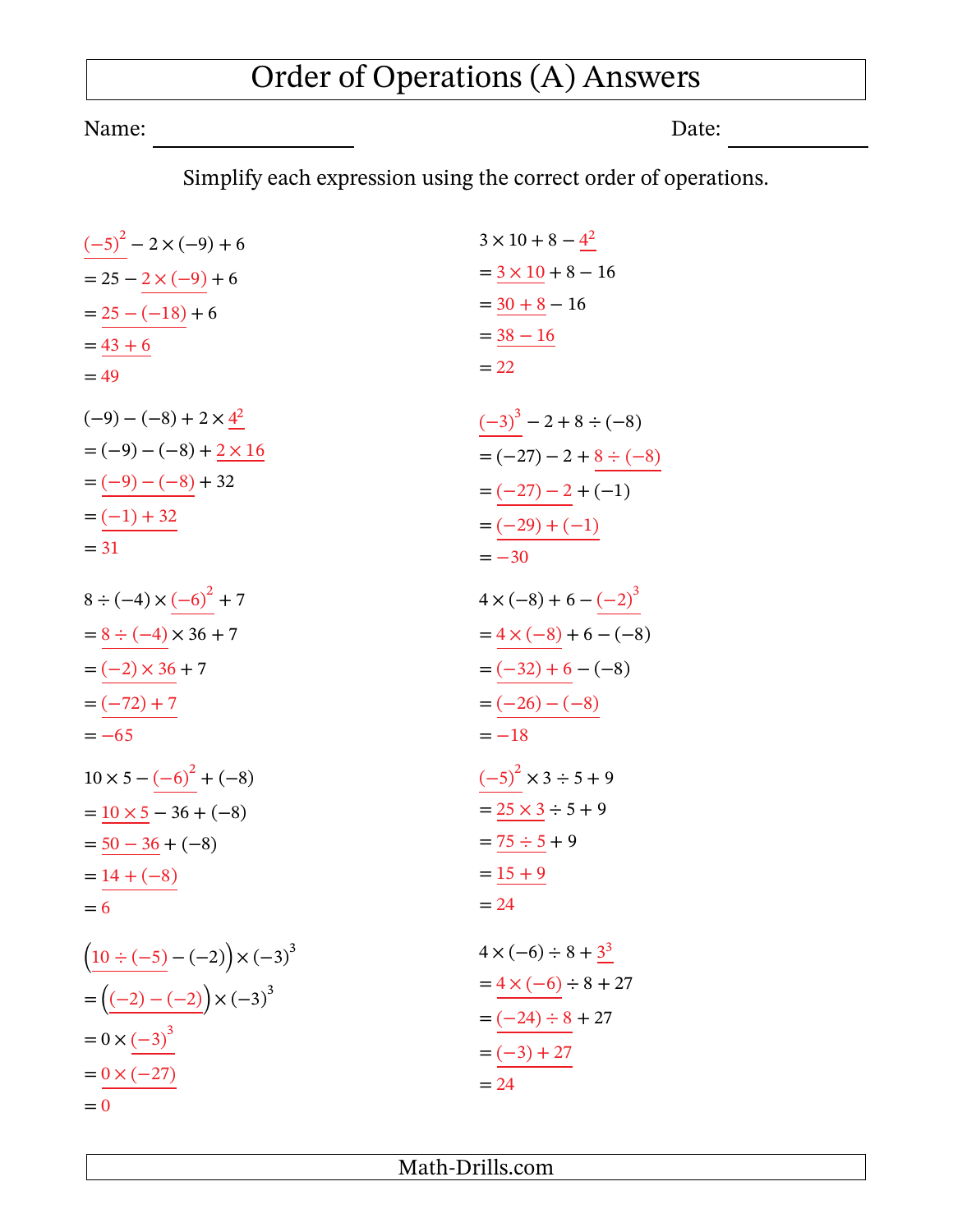# Order of Operations (A) Answers

Name: ________________ Date: __________

Simplify each expression using the correct order of operations.

$(-5)^2 - 2 \times (-9) + 6$
$= 25 - 2 \times (-9) + 6$
$= 25 - (-18) + 6$
$= 43 + 6$
$= 49$

$(-9) - (-8) + 2 \times 4^2$
$= (-9) - (-8) + 2 \times 16$
$= (-9) - (-8) + 32$
$= (-1) + 32$
$= 31$

$8 \div (-4) \times (-6)^2 + 7$
$= 8 \div (-4) \times 36 + 7$
$= (-2) \times 36 + 7$
$= (-72) + 7$
$= -65$

$10 \times 5 - (-6)^2 + (-8)$
$= 10 \times 5 - 36 + (-8)$
$= 50 - 36 + (-8)$
$= 14 + (-8)$
$= 6$

$\left(10 \div (-5) - (-2)\right) \times (-3)^3$
$= \left((-2) - (-2)\right) \times (-3)^3$
$= 0 \times (-3)^3$
$= 0 \times (-27)$
$= 0$

$3 \times 10 + 8 - 4^2$
$= 3 \times 10 + 8 - 16$
$= 30 + 8 - 16$
$= 38 - 16$
$= 22$

$(-3)^3 - 2 + 8 \div (-8)$
$= (-27) - 2 + 8 \div (-8)$
$= (-27) - 2 + (-1)$
$= (-29) + (-1)$
$= -30$

$4 \times (-8) + 6 - (-2)^3$
$= 4 \times (-8) + 6 - (-8)$
$= (-32) + 6 - (-8)$
$= (-26) - (-8)$
$= -18$

$(-5)^2 \times 3 \div 5 + 9$
$= 25 \times 3 \div 5 + 9$
$= 75 \div 5 + 9$
$= 15 + 9$
$= 24$

$4 \times (-6) \div 8 + 3^3$
$= 4 \times (-6) \div 8 + 27$
$= (-24) \div 8 + 27$
$= (-3) + 27$
$= 24$

Math-Drills.com